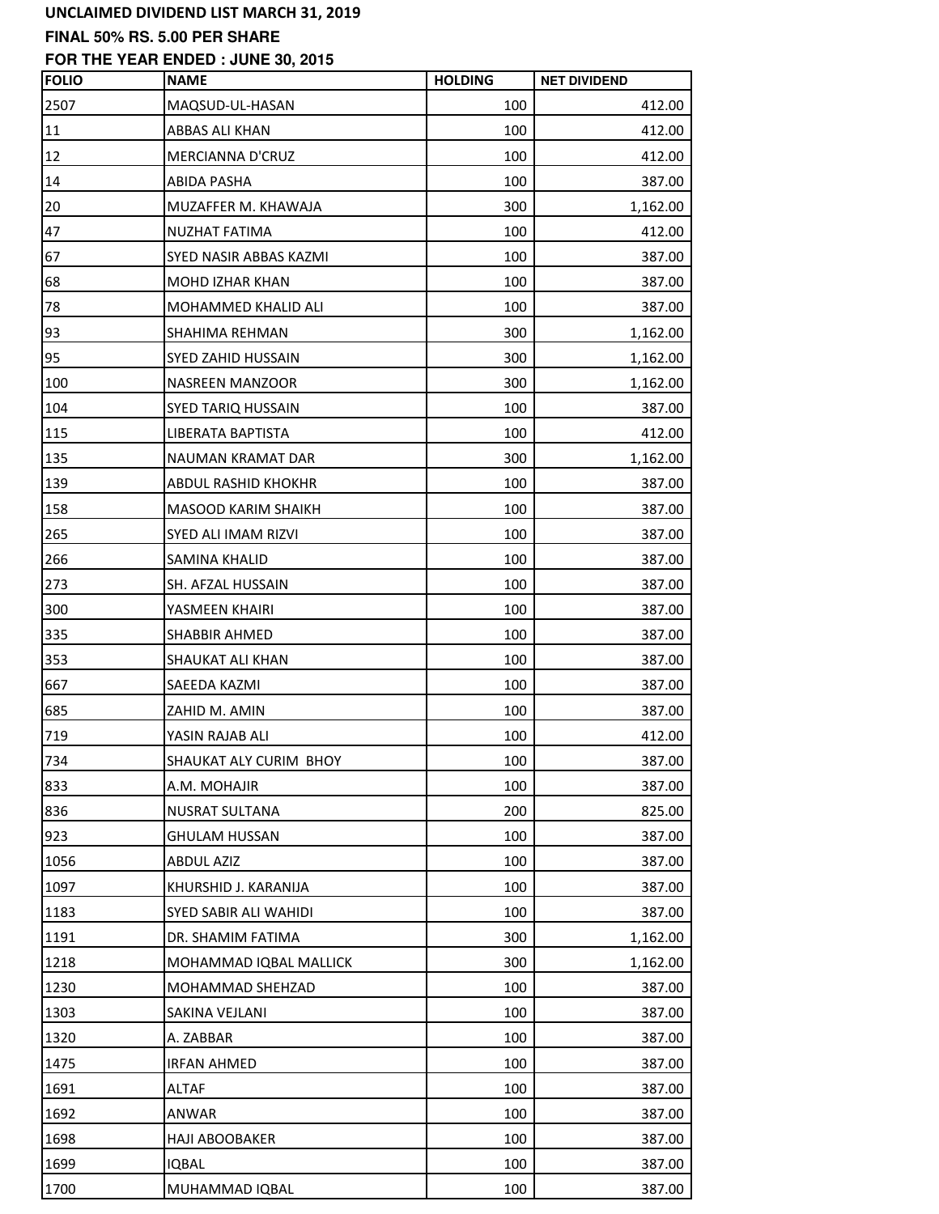**UNCLAIMED DIVIDEND LIST MARCH 31, 2019**

**FINAL 50% RS. 5.00 PER SHARE**

**FOR THE YEAR ENDED : JUNE 30, 2015**

| FOLIO | NAME | HOLDING | NET DIVIDEND |
|---|---|---|---|
| 2507 | MAQSUD-UL-HASAN | 100 | 412.00 |
| 11 | ABBAS ALI KHAN | 100 | 412.00 |
| 12 | MERCIANNA D'CRUZ | 100 | 412.00 |
| 14 | ABIDA PASHA | 100 | 387.00 |
| 20 | MUZAFFER M. KHAWAJA | 300 | 1,162.00 |
| 47 | NUZHAT FATIMA | 100 | 412.00 |
| 67 | SYED NASIR ABBAS KAZMI | 100 | 387.00 |
| 68 | MOHD IZHAR KHAN | 100 | 387.00 |
| 78 | MOHAMMED KHALID ALI | 100 | 387.00 |
| 93 | SHAHIMA REHMAN | 300 | 1,162.00 |
| 95 | SYED ZAHID HUSSAIN | 300 | 1,162.00 |
| 100 | NASREEN MANZOOR | 300 | 1,162.00 |
| 104 | SYED TARIQ HUSSAIN | 100 | 387.00 |
| 115 | LIBERATA BAPTISTA | 100 | 412.00 |
| 135 | NAUMAN KRAMAT DAR | 300 | 1,162.00 |
| 139 | ABDUL RASHID KHOKHR | 100 | 387.00 |
| 158 | MASOOD KARIM SHAIKH | 100 | 387.00 |
| 265 | SYED ALI IMAM RIZVI | 100 | 387.00 |
| 266 | SAMINA KHALID | 100 | 387.00 |
| 273 | SH. AFZAL HUSSAIN | 100 | 387.00 |
| 300 | YASMEEN KHAIRI | 100 | 387.00 |
| 335 | SHABBIR AHMED | 100 | 387.00 |
| 353 | SHAUKAT ALI KHAN | 100 | 387.00 |
| 667 | SAEEDA KAZMI | 100 | 387.00 |
| 685 | ZAHID M. AMIN | 100 | 387.00 |
| 719 | YASIN RAJAB ALI | 100 | 412.00 |
| 734 | SHAUKAT ALY CURIM BHOY | 100 | 387.00 |
| 833 | A.M. MOHAJIR | 100 | 387.00 |
| 836 | NUSRAT SULTANA | 200 | 825.00 |
| 923 | GHULAM HUSSAN | 100 | 387.00 |
| 1056 | ABDUL AZIZ | 100 | 387.00 |
| 1097 | KHURSHID J. KARANIJA | 100 | 387.00 |
| 1183 | SYED SABIR ALI WAHIDI | 100 | 387.00 |
| 1191 | DR. SHAMIM FATIMA | 300 | 1,162.00 |
| 1218 | MOHAMMAD IQBAL MALLICK | 300 | 1,162.00 |
| 1230 | MOHAMMAD SHEHZAD | 100 | 387.00 |
| 1303 | SAKINA VEJLANI | 100 | 387.00 |
| 1320 | A. ZABBAR | 100 | 387.00 |
| 1475 | IRFAN AHMED | 100 | 387.00 |
| 1691 | ALTAF | 100 | 387.00 |
| 1692 | ANWAR | 100 | 387.00 |
| 1698 | HAJI ABOOBAKER | 100 | 387.00 |
| 1699 | IQBAL | 100 | 387.00 |
| 1700 | MUHAMMAD IQBAL | 100 | 387.00 |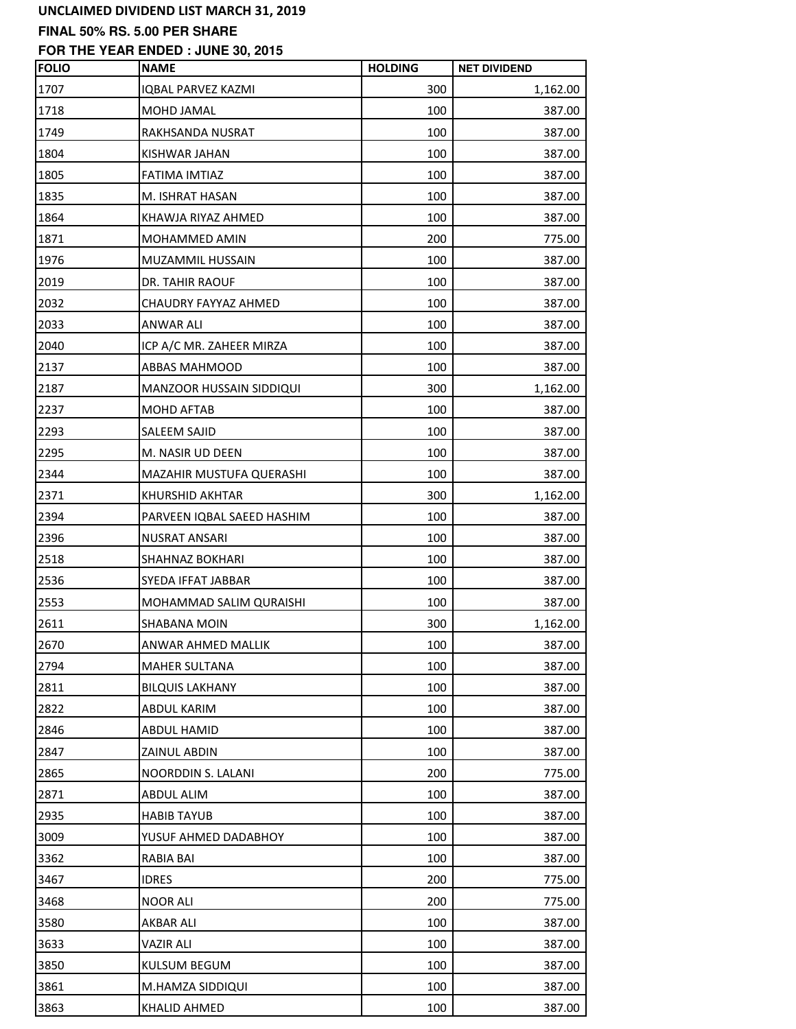**UNCLAIMED DIVIDEND LIST MARCH 31, 2019**

**FINAL 50% RS. 5.00 PER SHARE**

**FOR THE YEAR ENDED : JUNE 30, 2015**

| FOLIO | NAME | HOLDING | NET DIVIDEND |
|---|---|---|---|
| 1707 | IQBAL PARVEZ KAZMI | 300 | 1,162.00 |
| 1718 | MOHD JAMAL | 100 | 387.00 |
| 1749 | RAKHSANDA NUSRAT | 100 | 387.00 |
| 1804 | KISHWAR JAHAN | 100 | 387.00 |
| 1805 | FATIMA IMTIAZ | 100 | 387.00 |
| 1835 | M. ISHRAT HASAN | 100 | 387.00 |
| 1864 | KHAWJA RIYAZ AHMED | 100 | 387.00 |
| 1871 | MOHAMMED AMIN | 200 | 775.00 |
| 1976 | MUZAMMIL HUSSAIN | 100 | 387.00 |
| 2019 | DR. TAHIR RAOUF | 100 | 387.00 |
| 2032 | CHAUDRY FAYYAZ AHMED | 100 | 387.00 |
| 2033 | ANWAR ALI | 100 | 387.00 |
| 2040 | ICP A/C MR. ZAHEER MIRZA | 100 | 387.00 |
| 2137 | ABBAS MAHMOOD | 100 | 387.00 |
| 2187 | MANZOOR HUSSAIN SIDDIQUI | 300 | 1,162.00 |
| 2237 | MOHD AFTAB | 100 | 387.00 |
| 2293 | SALEEM SAJID | 100 | 387.00 |
| 2295 | M. NASIR UD DEEN | 100 | 387.00 |
| 2344 | MAZAHIR MUSTUFA QUERASHI | 100 | 387.00 |
| 2371 | KHURSHID AKHTAR | 300 | 1,162.00 |
| 2394 | PARVEEN IQBAL SAEED HASHIM | 100 | 387.00 |
| 2396 | NUSRAT ANSARI | 100 | 387.00 |
| 2518 | SHAHNAZ BOKHARI | 100 | 387.00 |
| 2536 | SYEDA IFFAT JABBAR | 100 | 387.00 |
| 2553 | MOHAMMAD SALIM QURAISHI | 100 | 387.00 |
| 2611 | SHABANA MOIN | 300 | 1,162.00 |
| 2670 | ANWAR AHMED MALLIK | 100 | 387.00 |
| 2794 | MAHER SULTANA | 100 | 387.00 |
| 2811 | BILQUIS LAKHANY | 100 | 387.00 |
| 2822 | ABDUL KARIM | 100 | 387.00 |
| 2846 | ABDUL HAMID | 100 | 387.00 |
| 2847 | ZAINUL ABDIN | 100 | 387.00 |
| 2865 | NOORDDIN S. LALANI | 200 | 775.00 |
| 2871 | ABDUL ALIM | 100 | 387.00 |
| 2935 | HABIB TAYUB | 100 | 387.00 |
| 3009 | YUSUF AHMED DADABHOY | 100 | 387.00 |
| 3362 | RABIA BAI | 100 | 387.00 |
| 3467 | IDRES | 200 | 775.00 |
| 3468 | NOOR ALI | 200 | 775.00 |
| 3580 | AKBAR ALI | 100 | 387.00 |
| 3633 | VAZIR ALI | 100 | 387.00 |
| 3850 | KULSUM BEGUM | 100 | 387.00 |
| 3861 | M.HAMZA SIDDIQUI | 100 | 387.00 |
| 3863 | KHALID AHMED | 100 | 387.00 |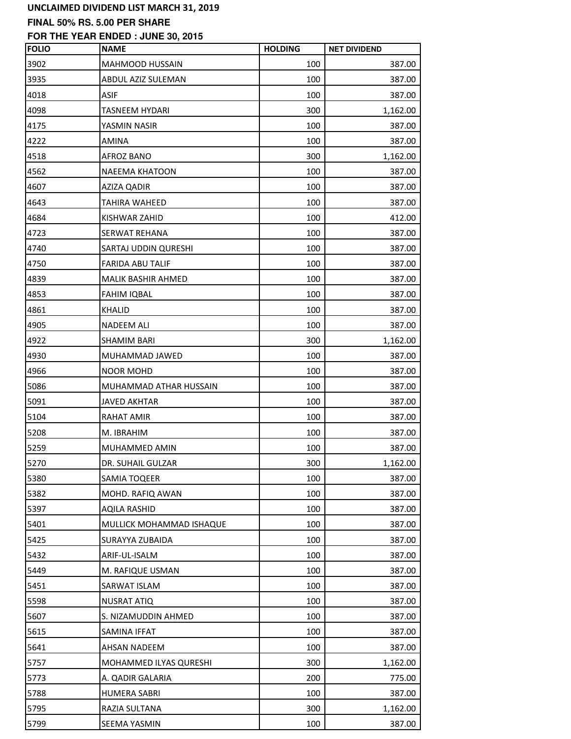**UNCLAIMED DIVIDEND LIST MARCH 31, 2019**

**FINAL 50% RS. 5.00 PER SHARE**

**FOR THE YEAR ENDED : JUNE 30, 2015**

| FOLIO | NAME | HOLDING | NET DIVIDEND |
|---|---|---|---|
| 3902 | MAHMOOD HUSSAIN | 100 | 387.00 |
| 3935 | ABDUL AZIZ SULEMAN | 100 | 387.00 |
| 4018 | ASIF | 100 | 387.00 |
| 4098 | TASNEEM HYDARI | 300 | 1,162.00 |
| 4175 | YASMIN NASIR | 100 | 387.00 |
| 4222 | AMINA | 100 | 387.00 |
| 4518 | AFROZ BANO | 300 | 1,162.00 |
| 4562 | NAEEMA KHATOON | 100 | 387.00 |
| 4607 | AZIZA QADIR | 100 | 387.00 |
| 4643 | TAHIRA WAHEED | 100 | 387.00 |
| 4684 | KISHWAR ZAHID | 100 | 412.00 |
| 4723 | SERWAT REHANA | 100 | 387.00 |
| 4740 | SARTAJ UDDIN QURESHI | 100 | 387.00 |
| 4750 | FARIDA ABU TALIF | 100 | 387.00 |
| 4839 | MALIK BASHIR AHMED | 100 | 387.00 |
| 4853 | FAHIM IQBAL | 100 | 387.00 |
| 4861 | KHALID | 100 | 387.00 |
| 4905 | NADEEM ALI | 100 | 387.00 |
| 4922 | SHAMIM BARI | 300 | 1,162.00 |
| 4930 | MUHAMMAD JAWED | 100 | 387.00 |
| 4966 | NOOR MOHD | 100 | 387.00 |
| 5086 | MUHAMMAD ATHAR HUSSAIN | 100 | 387.00 |
| 5091 | JAVED AKHTAR | 100 | 387.00 |
| 5104 | RAHAT AMIR | 100 | 387.00 |
| 5208 | M. IBRAHIM | 100 | 387.00 |
| 5259 | MUHAMMED AMIN | 100 | 387.00 |
| 5270 | DR. SUHAIL GULZAR | 300 | 1,162.00 |
| 5380 | SAMIA TOQEER | 100 | 387.00 |
| 5382 | MOHD. RAFIQ AWAN | 100 | 387.00 |
| 5397 | AQILA RASHID | 100 | 387.00 |
| 5401 | MULLICK MOHAMMAD ISHAQUE | 100 | 387.00 |
| 5425 | SURAYYA ZUBAIDA | 100 | 387.00 |
| 5432 | ARIF-UL-ISALM | 100 | 387.00 |
| 5449 | M. RAFIQUE USMAN | 100 | 387.00 |
| 5451 | SARWAT ISLAM | 100 | 387.00 |
| 5598 | NUSRAT ATIQ | 100 | 387.00 |
| 5607 | S. NIZAMUDDIN AHMED | 100 | 387.00 |
| 5615 | SAMINA IFFAT | 100 | 387.00 |
| 5641 | AHSAN NADEEM | 100 | 387.00 |
| 5757 | MOHAMMED ILYAS QURESHI | 300 | 1,162.00 |
| 5773 | A. QADIR GALARIA | 200 | 775.00 |
| 5788 | HUMERA SABRI | 100 | 387.00 |
| 5795 | RAZIA SULTANA | 300 | 1,162.00 |
| 5799 | SEEMA YASMIN | 100 | 387.00 |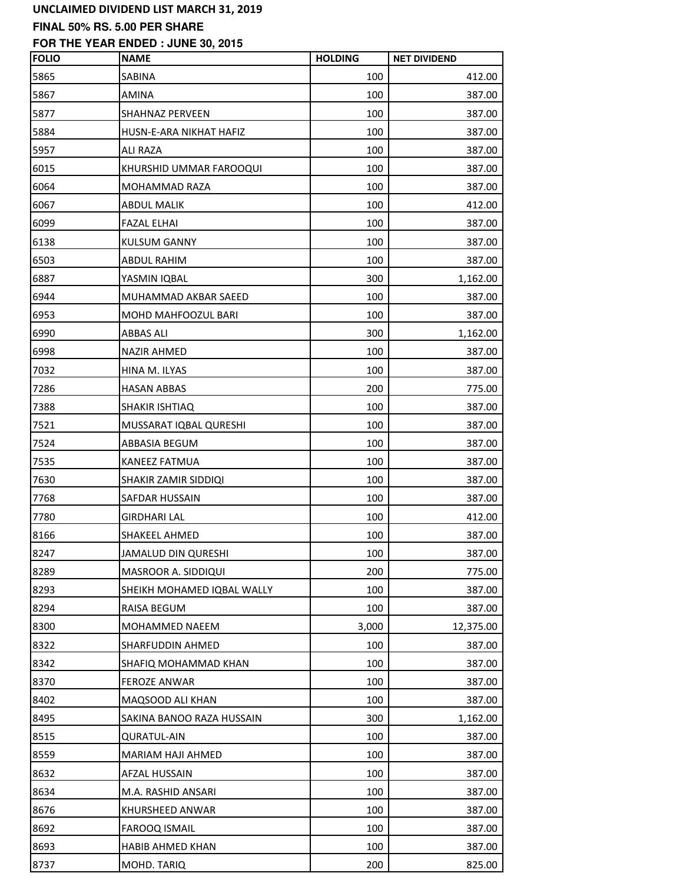**UNCLAIMED DIVIDEND LIST MARCH 31, 2019**

**FINAL 50% RS. 5.00 PER SHARE**

**FOR THE YEAR ENDED : JUNE 30, 2015**

| FOLIO | NAME | HOLDING | NET DIVIDEND |
|---|---|---|---|
| 5865 | SABINA | 100 | 412.00 |
| 5867 | AMINA | 100 | 387.00 |
| 5877 | SHAHNAZ PERVEEN | 100 | 387.00 |
| 5884 | HUSN-E-ARA NIKHAT HAFIZ | 100 | 387.00 |
| 5957 | ALI RAZA | 100 | 387.00 |
| 6015 | KHURSHID UMMAR FAROOQUI | 100 | 387.00 |
| 6064 | MOHAMMAD RAZA | 100 | 387.00 |
| 6067 | ABDUL MALIK | 100 | 412.00 |
| 6099 | FAZAL ELHAI | 100 | 387.00 |
| 6138 | KULSUM GANNY | 100 | 387.00 |
| 6503 | ABDUL RAHIM | 100 | 387.00 |
| 6887 | YASMIN IQBAL | 300 | 1,162.00 |
| 6944 | MUHAMMAD AKBAR SAEED | 100 | 387.00 |
| 6953 | MOHD MAHFOOZUL BARI | 100 | 387.00 |
| 6990 | ABBAS ALI | 300 | 1,162.00 |
| 6998 | NAZIR AHMED | 100 | 387.00 |
| 7032 | HINA M. ILYAS | 100 | 387.00 |
| 7286 | HASAN ABBAS | 200 | 775.00 |
| 7388 | SHAKIR ISHTIAQ | 100 | 387.00 |
| 7521 | MUSSARAT IQBAL QURESHI | 100 | 387.00 |
| 7524 | ABBASIA BEGUM | 100 | 387.00 |
| 7535 | KANEEZ FATMUA | 100 | 387.00 |
| 7630 | SHAKIR ZAMIR SIDDIQI | 100 | 387.00 |
| 7768 | SAFDAR HUSSAIN | 100 | 387.00 |
| 7780 | GIRDHARI LAL | 100 | 412.00 |
| 8166 | SHAKEEL AHMED | 100 | 387.00 |
| 8247 | JAMALUD DIN QURESHI | 100 | 387.00 |
| 8289 | MASROOR A. SIDDIQUI | 200 | 775.00 |
| 8293 | SHEIKH MOHAMED IQBAL WALLY | 100 | 387.00 |
| 8294 | RAISA BEGUM | 100 | 387.00 |
| 8300 | MOHAMMED NAEEM | 3,000 | 12,375.00 |
| 8322 | SHARFUDDIN AHMED | 100 | 387.00 |
| 8342 | SHAFIQ MOHAMMAD KHAN | 100 | 387.00 |
| 8370 | FEROZE ANWAR | 100 | 387.00 |
| 8402 | MAQSOOD ALI KHAN | 100 | 387.00 |
| 8495 | SAKINA BANOO RAZA HUSSAIN | 300 | 1,162.00 |
| 8515 | QURATUL-AIN | 100 | 387.00 |
| 8559 | MARIAM HAJI AHMED | 100 | 387.00 |
| 8632 | AFZAL HUSSAIN | 100 | 387.00 |
| 8634 | M.A. RASHID ANSARI | 100 | 387.00 |
| 8676 | KHURSHEED ANWAR | 100 | 387.00 |
| 8692 | FAROOQ ISMAIL | 100 | 387.00 |
| 8693 | HABIB AHMED KHAN | 100 | 387.00 |
| 8737 | MOHD. TARIQ | 200 | 825.00 |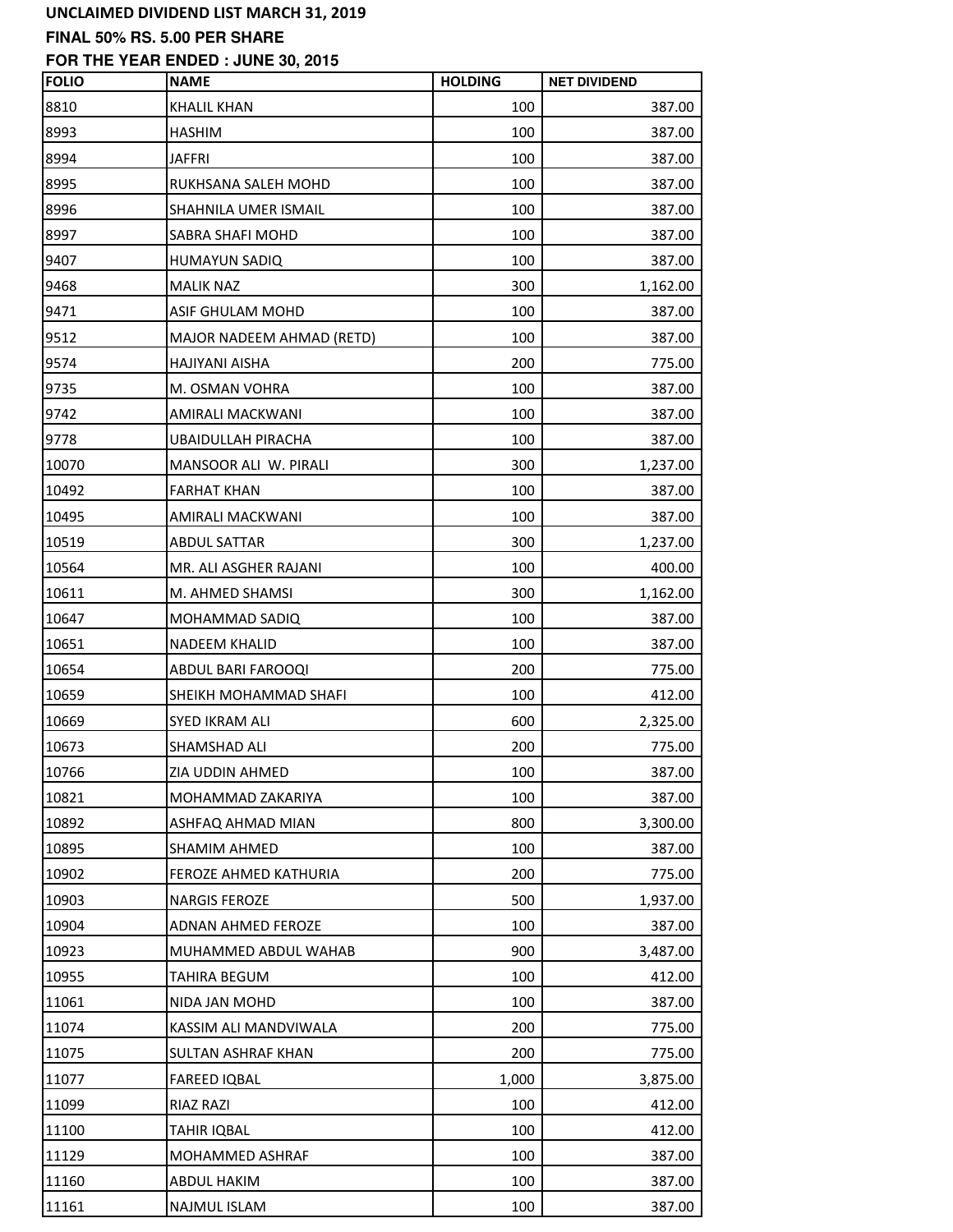**UNCLAIMED DIVIDEND LIST MARCH 31, 2019**

**FINAL 50% RS. 5.00 PER SHARE**

**FOR THE YEAR ENDED : JUNE 30, 2015**

| FOLIO | NAME | HOLDING | NET DIVIDEND |
|---|---|---|---|
| 8810 | KHALIL KHAN | 100 | 387.00 |
| 8993 | HASHIM | 100 | 387.00 |
| 8994 | JAFFRI | 100 | 387.00 |
| 8995 | RUKHSANA SALEH MOHD | 100 | 387.00 |
| 8996 | SHAHNILA UMER ISMAIL | 100 | 387.00 |
| 8997 | SABRA SHAFI MOHD | 100 | 387.00 |
| 9407 | HUMAYUN SADIQ | 100 | 387.00 |
| 9468 | MALIK NAZ | 300 | 1,162.00 |
| 9471 | ASIF GHULAM MOHD | 100 | 387.00 |
| 9512 | MAJOR NADEEM AHMAD (RETD) | 100 | 387.00 |
| 9574 | HAJIYANI AISHA | 200 | 775.00 |
| 9735 | M. OSMAN VOHRA | 100 | 387.00 |
| 9742 | AMIRALI MACKWANI | 100 | 387.00 |
| 9778 | UBAIDULLAH PIRACHA | 100 | 387.00 |
| 10070 | MANSOOR ALI W. PIRALI | 300 | 1,237.00 |
| 10492 | FARHAT KHAN | 100 | 387.00 |
| 10495 | AMIRALI MACKWANI | 100 | 387.00 |
| 10519 | ABDUL SATTAR | 300 | 1,237.00 |
| 10564 | MR. ALI ASGHER RAJANI | 100 | 400.00 |
| 10611 | M. AHMED SHAMSI | 300 | 1,162.00 |
| 10647 | MOHAMMAD SADIQ | 100 | 387.00 |
| 10651 | NADEEM KHALID | 100 | 387.00 |
| 10654 | ABDUL BARI FAROOQI | 200 | 775.00 |
| 10659 | SHEIKH MOHAMMAD SHAFI | 100 | 412.00 |
| 10669 | SYED IKRAM ALI | 600 | 2,325.00 |
| 10673 | SHAMSHAD ALI | 200 | 775.00 |
| 10766 | ZIA UDDIN AHMED | 100 | 387.00 |
| 10821 | MOHAMMAD ZAKARIYA | 100 | 387.00 |
| 10892 | ASHFAQ AHMAD MIAN | 800 | 3,300.00 |
| 10895 | SHAMIM AHMED | 100 | 387.00 |
| 10902 | FEROZE AHMED KATHURIA | 200 | 775.00 |
| 10903 | NARGIS FEROZE | 500 | 1,937.00 |
| 10904 | ADNAN AHMED FEROZE | 100 | 387.00 |
| 10923 | MUHAMMED ABDUL WAHAB | 900 | 3,487.00 |
| 10955 | TAHIRA BEGUM | 100 | 412.00 |
| 11061 | NIDA JAN MOHD | 100 | 387.00 |
| 11074 | KASSIM ALI MANDVIWALA | 200 | 775.00 |
| 11075 | SULTAN ASHRAF KHAN | 200 | 775.00 |
| 11077 | FAREED IQBAL | 1,000 | 3,875.00 |
| 11099 | RIAZ RAZI | 100 | 412.00 |
| 11100 | TAHIR IQBAL | 100 | 412.00 |
| 11129 | MOHAMMED ASHRAF | 100 | 387.00 |
| 11160 | ABDUL HAKIM | 100 | 387.00 |
| 11161 | NAJMUL ISLAM | 100 | 387.00 |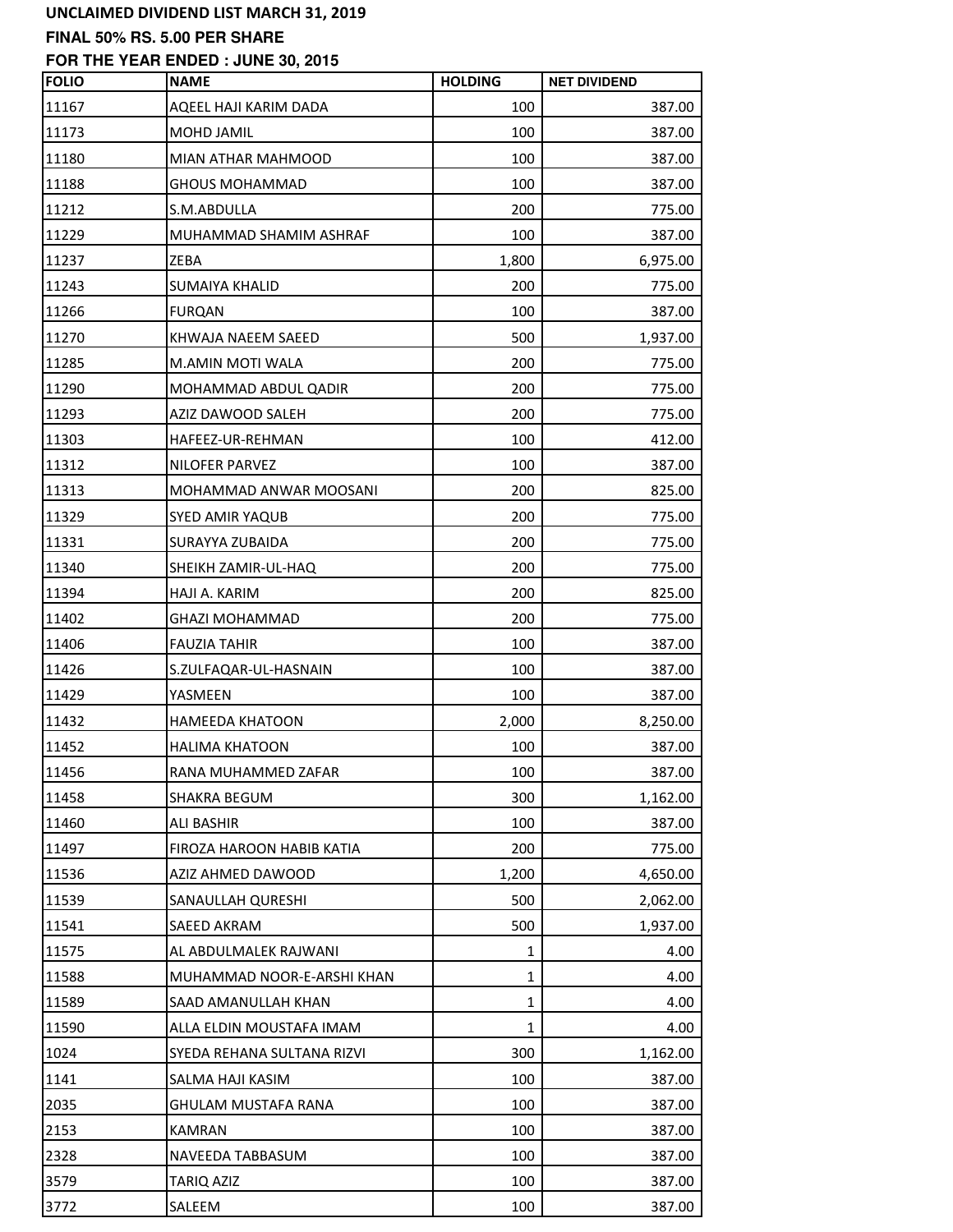**UNCLAIMED DIVIDEND LIST MARCH 31, 2019**

**FINAL 50% RS. 5.00 PER SHARE**

**FOR THE YEAR ENDED : JUNE 30, 2015**

| FOLIO | NAME | HOLDING | NET DIVIDEND |
|---|---|---|---|
| 11167 | AQEEL HAJI KARIM DADA | 100 | 387.00 |
| 11173 | MOHD JAMIL | 100 | 387.00 |
| 11180 | MIAN ATHAR MAHMOOD | 100 | 387.00 |
| 11188 | GHOUS MOHAMMAD | 100 | 387.00 |
| 11212 | S.M.ABDULLA | 200 | 775.00 |
| 11229 | MUHAMMAD SHAMIM ASHRAF | 100 | 387.00 |
| 11237 | ZEBA | 1,800 | 6,975.00 |
| 11243 | SUMAIYA KHALID | 200 | 775.00 |
| 11266 | FURQAN | 100 | 387.00 |
| 11270 | KHWAJA NAEEM SAEED | 500 | 1,937.00 |
| 11285 | M.AMIN MOTI WALA | 200 | 775.00 |
| 11290 | MOHAMMAD ABDUL QADIR | 200 | 775.00 |
| 11293 | AZIZ DAWOOD SALEH | 200 | 775.00 |
| 11303 | HAFEEZ-UR-REHMAN | 100 | 412.00 |
| 11312 | NILOFER PARVEZ | 100 | 387.00 |
| 11313 | MOHAMMAD ANWAR MOOSANI | 200 | 825.00 |
| 11329 | SYED AMIR YAQUB | 200 | 775.00 |
| 11331 | SURAYYA ZUBAIDA | 200 | 775.00 |
| 11340 | SHEIKH ZAMIR-UL-HAQ | 200 | 775.00 |
| 11394 | HAJI A. KARIM | 200 | 825.00 |
| 11402 | GHAZI MOHAMMAD | 200 | 775.00 |
| 11406 | FAUZIA TAHIR | 100 | 387.00 |
| 11426 | S.ZULFAQAR-UL-HASNAIN | 100 | 387.00 |
| 11429 | YASMEEN | 100 | 387.00 |
| 11432 | HAMEEDA KHATOON | 2,000 | 8,250.00 |
| 11452 | HALIMA KHATOON | 100 | 387.00 |
| 11456 | RANA MUHAMMED ZAFAR | 100 | 387.00 |
| 11458 | SHAKRA BEGUM | 300 | 1,162.00 |
| 11460 | ALI BASHIR | 100 | 387.00 |
| 11497 | FIROZA HAROON HABIB KATIA | 200 | 775.00 |
| 11536 | AZIZ AHMED DAWOOD | 1,200 | 4,650.00 |
| 11539 | SANAULLAH QURESHI | 500 | 2,062.00 |
| 11541 | SAEED AKRAM | 500 | 1,937.00 |
| 11575 | AL ABDULMALEK RAJWANI | 1 | 4.00 |
| 11588 | MUHAMMAD NOOR-E-ARSHI KHAN | 1 | 4.00 |
| 11589 | SAAD AMANULLAH KHAN | 1 | 4.00 |
| 11590 | ALLA ELDIN MOUSTAFA IMAM | 1 | 4.00 |
| 1024 | SYEDA REHANA SULTANA RIZVI | 300 | 1,162.00 |
| 1141 | SALMA HAJI KASIM | 100 | 387.00 |
| 2035 | GHULAM MUSTAFA RANA | 100 | 387.00 |
| 2153 | KAMRAN | 100 | 387.00 |
| 2328 | NAVEEDA TABBASUM | 100 | 387.00 |
| 3579 | TARIQ AZIZ | 100 | 387.00 |
| 3772 | SALEEM | 100 | 387.00 |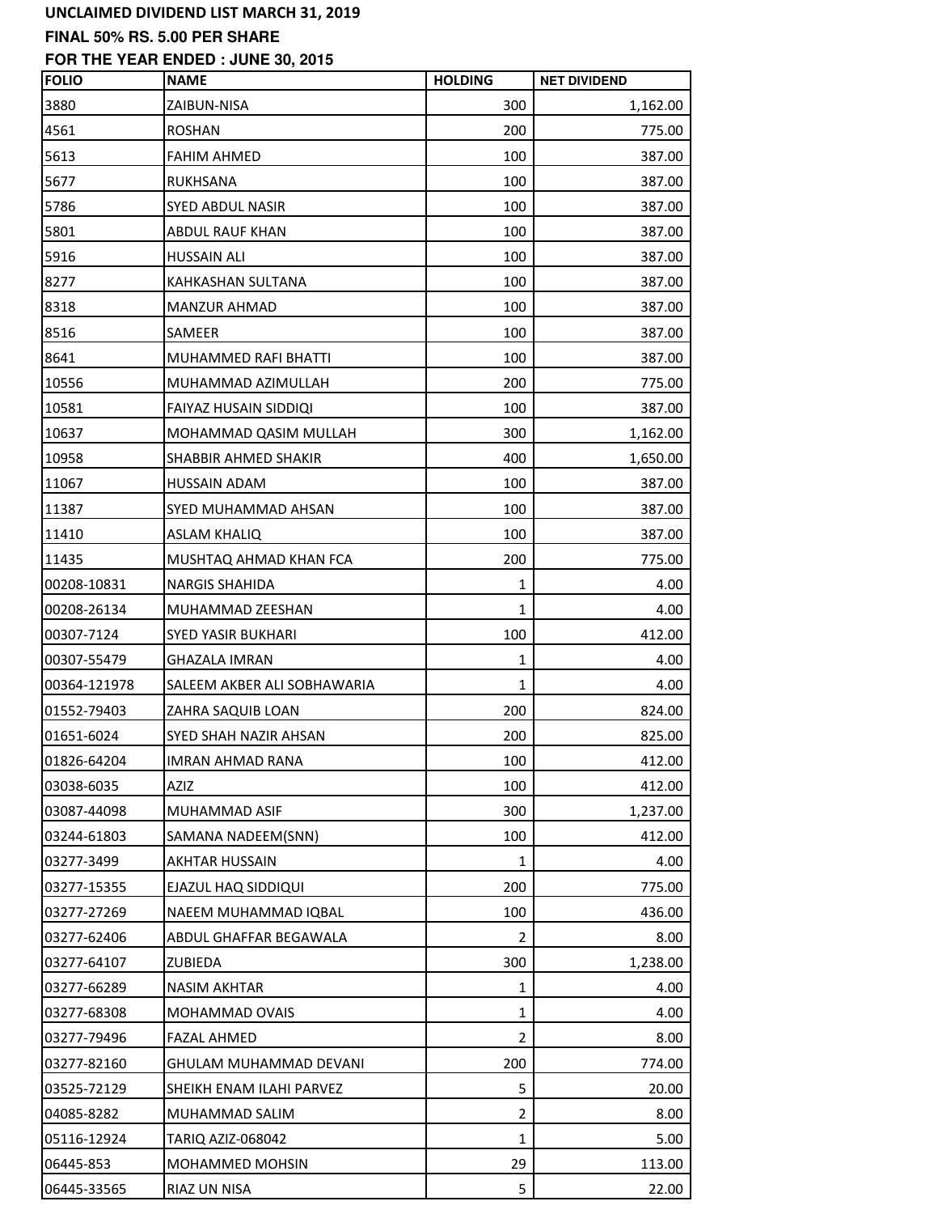**UNCLAIMED DIVIDEND LIST MARCH 31, 2019**

**FINAL 50% RS. 5.00 PER SHARE**

**FOR THE YEAR ENDED : JUNE 30, 2015**

| FOLIO | NAME | HOLDING | NET DIVIDEND |
|---|---|---|---|
| 3880 | ZAIBUN-NISA | 300 | 1,162.00 |
| 4561 | ROSHAN | 200 | 775.00 |
| 5613 | FAHIM AHMED | 100 | 387.00 |
| 5677 | RUKHSANA | 100 | 387.00 |
| 5786 | SYED ABDUL NASIR | 100 | 387.00 |
| 5801 | ABDUL RAUF KHAN | 100 | 387.00 |
| 5916 | HUSSAIN ALI | 100 | 387.00 |
| 8277 | KAHKASHAN SULTANA | 100 | 387.00 |
| 8318 | MANZUR AHMAD | 100 | 387.00 |
| 8516 | SAMEER | 100 | 387.00 |
| 8641 | MUHAMMED RAFI BHATTI | 100 | 387.00 |
| 10556 | MUHAMMAD AZIMULLAH | 200 | 775.00 |
| 10581 | FAIYAZ HUSAIN SIDDIQI | 100 | 387.00 |
| 10637 | MOHAMMAD QASIM MULLAH | 300 | 1,162.00 |
| 10958 | SHABBIR AHMED SHAKIR | 400 | 1,650.00 |
| 11067 | HUSSAIN ADAM | 100 | 387.00 |
| 11387 | SYED MUHAMMAD AHSAN | 100 | 387.00 |
| 11410 | ASLAM KHALIQ | 100 | 387.00 |
| 11435 | MUSHTAQ AHMAD KHAN FCA | 200 | 775.00 |
| 00208-10831 | NARGIS SHAHIDA | 1 | 4.00 |
| 00208-26134 | MUHAMMAD ZEESHAN | 1 | 4.00 |
| 00307-7124 | SYED YASIR BUKHARI | 100 | 412.00 |
| 00307-55479 | GHAZALA IMRAN | 1 | 4.00 |
| 00364-121978 | SALEEM AKBER ALI SOBHAWARIA | 1 | 4.00 |
| 01552-79403 | ZAHRA SAQUIB LOAN | 200 | 824.00 |
| 01651-6024 | SYED SHAH NAZIR AHSAN | 200 | 825.00 |
| 01826-64204 | IMRAN AHMAD RANA | 100 | 412.00 |
| 03038-6035 | AZIZ | 100 | 412.00 |
| 03087-44098 | MUHAMMAD ASIF | 300 | 1,237.00 |
| 03244-61803 | SAMANA NADEEM(SNN) | 100 | 412.00 |
| 03277-3499 | AKHTAR HUSSAIN | 1 | 4.00 |
| 03277-15355 | EJAZUL HAQ SIDDIQUI | 200 | 775.00 |
| 03277-27269 | NAEEM MUHAMMAD IQBAL | 100 | 436.00 |
| 03277-62406 | ABDUL GHAFFAR BEGAWALA | 2 | 8.00 |
| 03277-64107 | ZUBIEDA | 300 | 1,238.00 |
| 03277-66289 | NASIM AKHTAR | 1 | 4.00 |
| 03277-68308 | MOHAMMAD OVAIS | 1 | 4.00 |
| 03277-79496 | FAZAL AHMED | 2 | 8.00 |
| 03277-82160 | GHULAM MUHAMMAD DEVANI | 200 | 774.00 |
| 03525-72129 | SHEIKH ENAM ILAHI PARVEZ | 5 | 20.00 |
| 04085-8282 | MUHAMMAD SALIM | 2 | 8.00 |
| 05116-12924 | TARIQ AZIZ-068042 | 1 | 5.00 |
| 06445-853 | MOHAMMED MOHSIN | 29 | 113.00 |
| 06445-33565 | RIAZ UN NISA | 5 | 22.00 |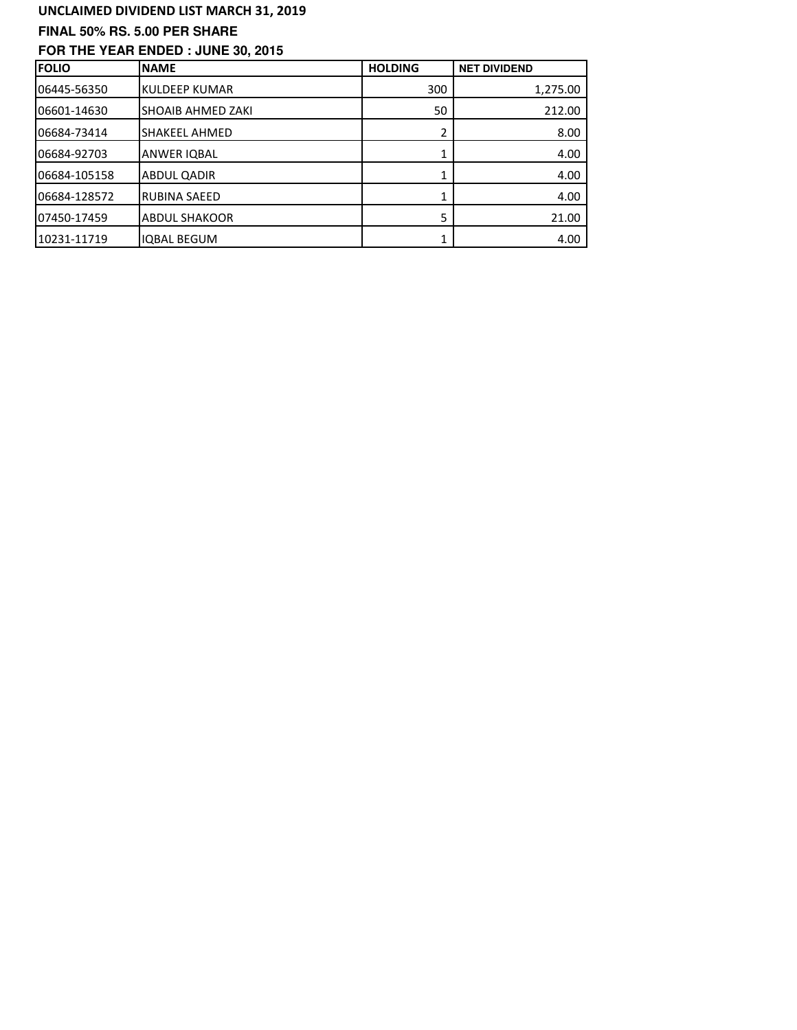**UNCLAIMED DIVIDEND LIST MARCH 31, 2019**

**FINAL 50% RS. 5.00 PER SHARE**

**FOR THE YEAR ENDED : JUNE 30, 2015**

| FOLIO | NAME | HOLDING | NET DIVIDEND |
|---|---|---|---|
| 06445-56350 | KULDEEP KUMAR | 300 | 1,275.00 |
| 06601-14630 | SHOAIB AHMED ZAKI | 50 | 212.00 |
| 06684-73414 | SHAKEEL AHMED | 2 | 8.00 |
| 06684-92703 | ANWER IQBAL | 1 | 4.00 |
| 06684-105158 | ABDUL QADIR | 1 | 4.00 |
| 06684-128572 | RUBINA SAEED | 1 | 4.00 |
| 07450-17459 | ABDUL SHAKOOR | 5 | 21.00 |
| 10231-11719 | IQBAL BEGUM | 1 | 4.00 |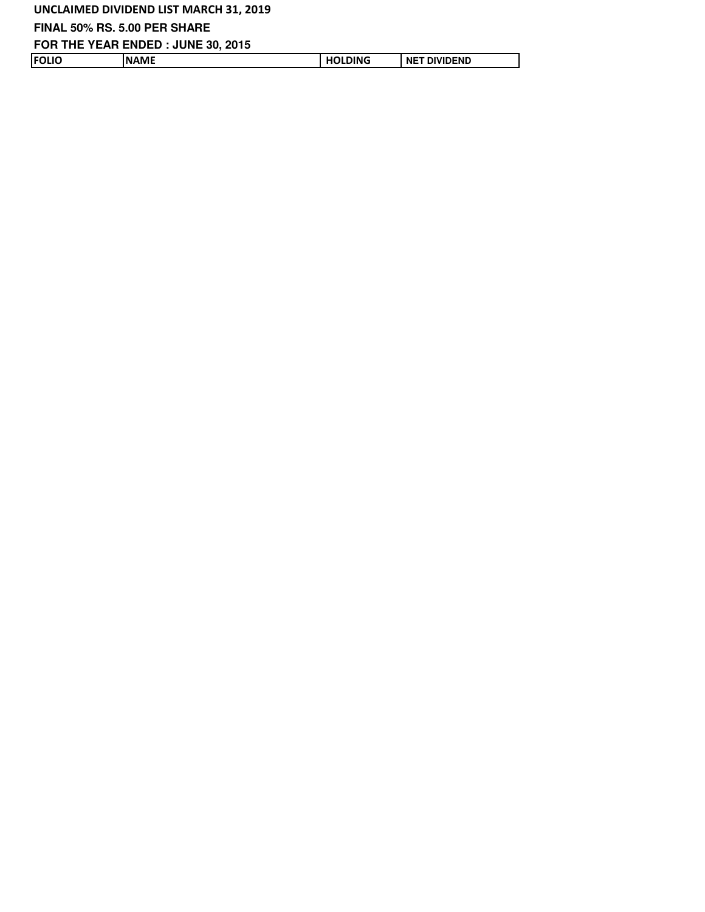**UNCLAIMED DIVIDEND LIST MARCH 31, 2019**

**FINAL 50% RS. 5.00 PER SHARE**

**FOR THE YEAR ENDED : JUNE 30, 2015**

| FOLIO | NAME | HOLDING | NET DIVIDEND |
|---|---|---|---|